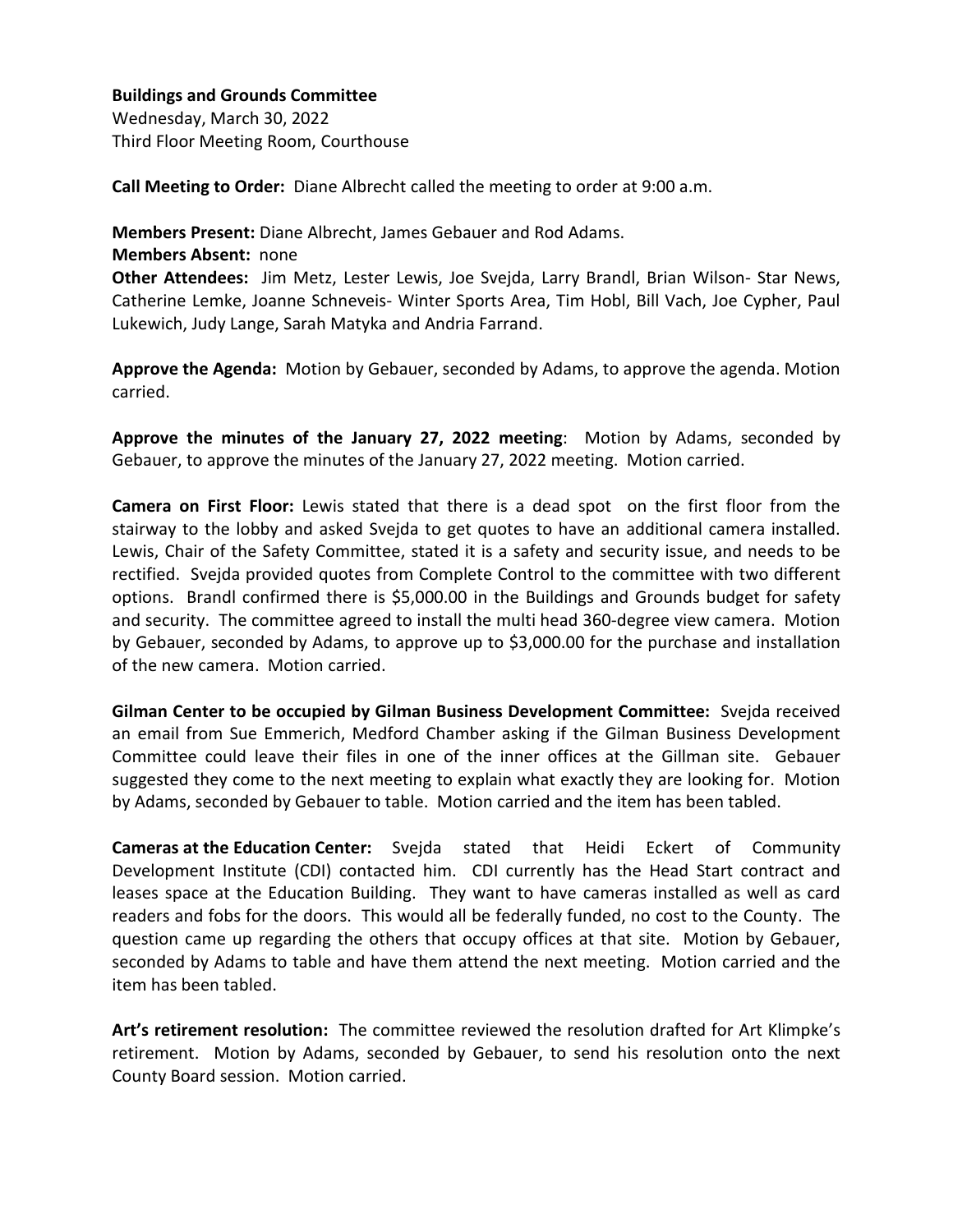**Buildings and Grounds Committee**
Wednesday, March 30, 2022
Third Floor Meeting Room, Courthouse

**Call Meeting to Order:** Diane Albrecht called the meeting to order at 9:00 a.m.

**Members Present:** Diane Albrecht, James Gebauer and Rod Adams.
**Members Absent:** none
**Other Attendees:** Jim Metz, Lester Lewis, Joe Svejda, Larry Brandl, Brian Wilson- Star News, Catherine Lemke, Joanne Schneveis- Winter Sports Area, Tim Hobl, Bill Vach, Joe Cypher, Paul Lukewich, Judy Lange, Sarah Matyka and Andria Farrand.

**Approve the Agenda:** Motion by Gebauer, seconded by Adams, to approve the agenda. Motion carried.

**Approve the minutes of the January 27, 2022 meeting**: Motion by Adams, seconded by Gebauer, to approve the minutes of the January 27, 2022 meeting. Motion carried.

**Camera on First Floor:** Lewis stated that there is a dead spot on the first floor from the stairway to the lobby and asked Svejda to get quotes to have an additional camera installed. Lewis, Chair of the Safety Committee, stated it is a safety and security issue, and needs to be rectified. Svejda provided quotes from Complete Control to the committee with two different options. Brandl confirmed there is $5,000.00 in the Buildings and Grounds budget for safety and security. The committee agreed to install the multi head 360-degree view camera. Motion by Gebauer, seconded by Adams, to approve up to $3,000.00 for the purchase and installation of the new camera. Motion carried.

**Gilman Center to be occupied by Gilman Business Development Committee:** Svejda received an email from Sue Emmerich, Medford Chamber asking if the Gilman Business Development Committee could leave their files in one of the inner offices at the Gillman site. Gebauer suggested they come to the next meeting to explain what exactly they are looking for. Motion by Adams, seconded by Gebauer to table. Motion carried and the item has been tabled.

**Cameras at the Education Center:** Svejda stated that Heidi Eckert of Community Development Institute (CDI) contacted him. CDI currently has the Head Start contract and leases space at the Education Building. They want to have cameras installed as well as card readers and fobs for the doors. This would all be federally funded, no cost to the County. The question came up regarding the others that occupy offices at that site. Motion by Gebauer, seconded by Adams to table and have them attend the next meeting. Motion carried and the item has been tabled.

**Art's retirement resolution:** The committee reviewed the resolution drafted for Art Klimpke's retirement. Motion by Adams, seconded by Gebauer, to send his resolution onto the next County Board session. Motion carried.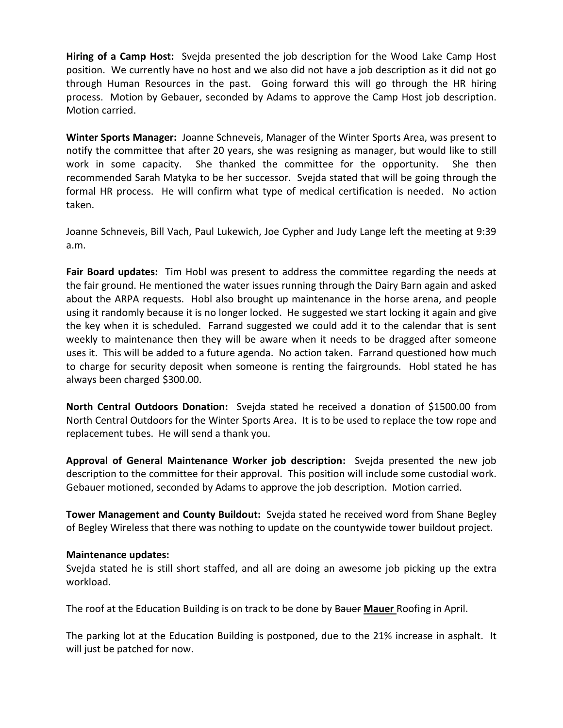**Hiring of a Camp Host:** Svejda presented the job description for the Wood Lake Camp Host position. We currently have no host and we also did not have a job description as it did not go through Human Resources in the past. Going forward this will go through the HR hiring process. Motion by Gebauer, seconded by Adams to approve the Camp Host job description. Motion carried.

**Winter Sports Manager:** Joanne Schneveis, Manager of the Winter Sports Area, was present to notify the committee that after 20 years, she was resigning as manager, but would like to still work in some capacity. She thanked the committee for the opportunity. She then recommended Sarah Matyka to be her successor. Svejda stated that will be going through the formal HR process. He will confirm what type of medical certification is needed. No action taken.

Joanne Schneveis, Bill Vach, Paul Lukewich, Joe Cypher and Judy Lange left the meeting at 9:39 a.m.

**Fair Board updates:** Tim Hobl was present to address the committee regarding the needs at the fair ground. He mentioned the water issues running through the Dairy Barn again and asked about the ARPA requests. Hobl also brought up maintenance in the horse arena, and people using it randomly because it is no longer locked. He suggested we start locking it again and give the key when it is scheduled. Farrand suggested we could add it to the calendar that is sent weekly to maintenance then they will be aware when it needs to be dragged after someone uses it. This will be added to a future agenda. No action taken. Farrand questioned how much to charge for security deposit when someone is renting the fairgrounds. Hobl stated he has always been charged $300.00.

**North Central Outdoors Donation:** Svejda stated he received a donation of $1500.00 from North Central Outdoors for the Winter Sports Area. It is to be used to replace the tow rope and replacement tubes. He will send a thank you.

**Approval of General Maintenance Worker job description:** Svejda presented the new job description to the committee for their approval. This position will include some custodial work. Gebauer motioned, seconded by Adams to approve the job description. Motion carried.

**Tower Management and County Buildout:** Svejda stated he received word from Shane Begley of Begley Wireless that there was nothing to update on the countywide tower buildout project.

**Maintenance updates:**

Svejda stated he is still short staffed, and all are doing an awesome job picking up the extra workload.

The roof at the Education Building is on track to be done by ~~Bauer~~ **Mauer** Roofing in April.

The parking lot at the Education Building is postponed, due to the 21% increase in asphalt. It will just be patched for now.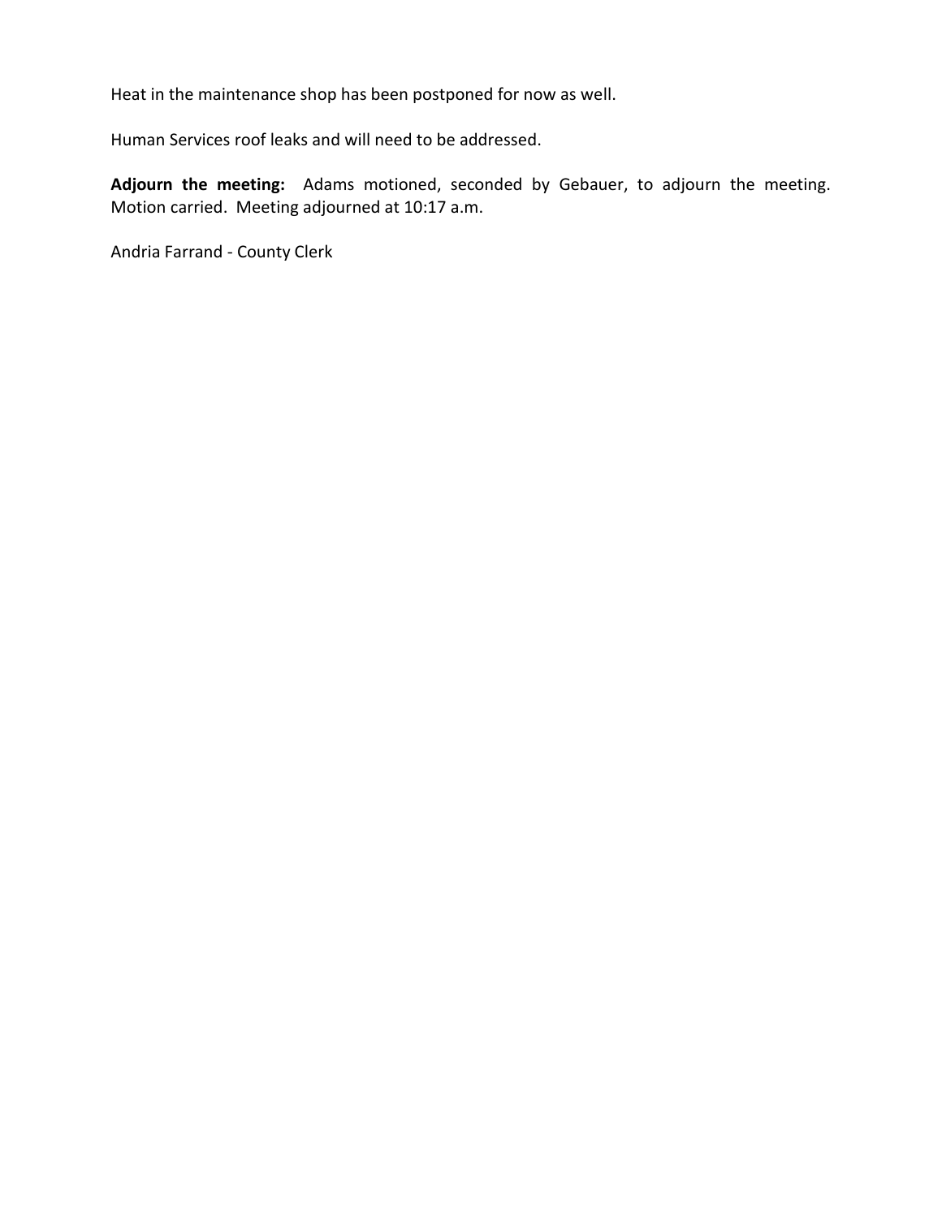Heat in the maintenance shop has been postponed for now as well.

Human Services roof leaks and will need to be addressed.

**Adjourn the meeting:** Adams motioned, seconded by Gebauer, to adjourn the meeting. Motion carried. Meeting adjourned at 10:17 a.m.

Andria Farrand - County Clerk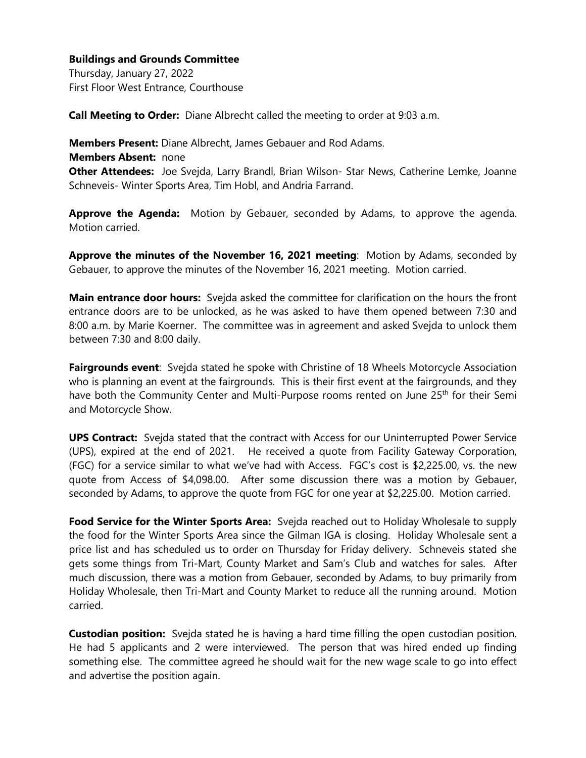**Buildings and Grounds Committee**
Thursday, January 27, 2022
First Floor West Entrance, Courthouse

**Call Meeting to Order:** Diane Albrecht called the meeting to order at 9:03 a.m.

**Members Present:** Diane Albrecht, James Gebauer and Rod Adams.
**Members Absent:** none
**Other Attendees:** Joe Svejda, Larry Brandl, Brian Wilson- Star News, Catherine Lemke, Joanne Schneveis- Winter Sports Area, Tim Hobl, and Andria Farrand.

**Approve the Agenda:** Motion by Gebauer, seconded by Adams, to approve the agenda. Motion carried.

**Approve the minutes of the November 16, 2021 meeting**: Motion by Adams, seconded by Gebauer, to approve the minutes of the November 16, 2021 meeting. Motion carried.

**Main entrance door hours:** Svejda asked the committee for clarification on the hours the front entrance doors are to be unlocked, as he was asked to have them opened between 7:30 and 8:00 a.m. by Marie Koerner. The committee was in agreement and asked Svejda to unlock them between 7:30 and 8:00 daily.

**Fairgrounds event**: Svejda stated he spoke with Christine of 18 Wheels Motorcycle Association who is planning an event at the fairgrounds. This is their first event at the fairgrounds, and they have both the Community Center and Multi-Purpose rooms rented on June 25th for their Semi and Motorcycle Show.

**UPS Contract:** Svejda stated that the contract with Access for our Uninterrupted Power Service (UPS), expired at the end of 2021. He received a quote from Facility Gateway Corporation, (FGC) for a service similar to what we've had with Access. FGC's cost is $2,225.00, vs. the new quote from Access of $4,098.00. After some discussion there was a motion by Gebauer, seconded by Adams, to approve the quote from FGC for one year at $2,225.00. Motion carried.

**Food Service for the Winter Sports Area:** Svejda reached out to Holiday Wholesale to supply the food for the Winter Sports Area since the Gilman IGA is closing. Holiday Wholesale sent a price list and has scheduled us to order on Thursday for Friday delivery. Schneveis stated she gets some things from Tri-Mart, County Market and Sam's Club and watches for sales. After much discussion, there was a motion from Gebauer, seconded by Adams, to buy primarily from Holiday Wholesale, then Tri-Mart and County Market to reduce all the running around. Motion carried.

**Custodian position:** Svejda stated he is having a hard time filling the open custodian position. He had 5 applicants and 2 were interviewed. The person that was hired ended up finding something else. The committee agreed he should wait for the new wage scale to go into effect and advertise the position again.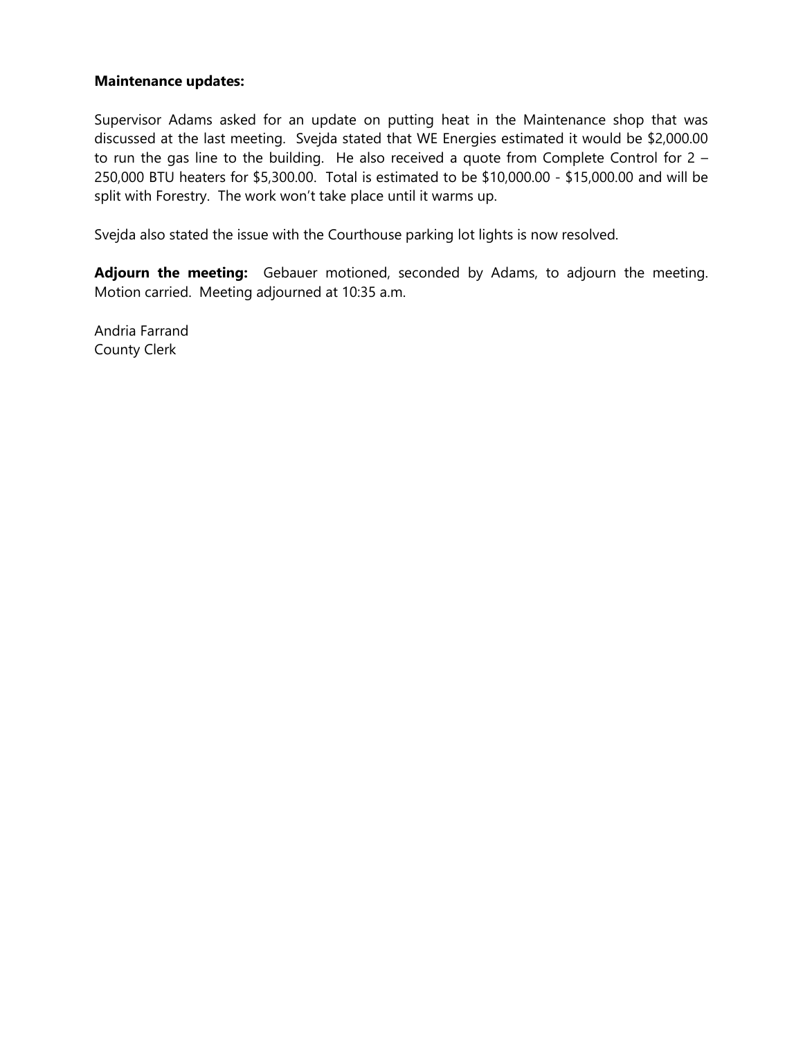**Maintenance updates:**

Supervisor Adams asked for an update on putting heat in the Maintenance shop that was discussed at the last meeting. Svejda stated that WE Energies estimated it would be $2,000.00 to run the gas line to the building. He also received a quote from Complete Control for 2 – 250,000 BTU heaters for $5,300.00. Total is estimated to be $10,000.00 - $15,000.00 and will be split with Forestry. The work won't take place until it warms up.

Svejda also stated the issue with the Courthouse parking lot lights is now resolved.

**Adjourn the meeting:** Gebauer motioned, seconded by Adams, to adjourn the meeting. Motion carried. Meeting adjourned at 10:35 a.m.

Andria Farrand
County Clerk